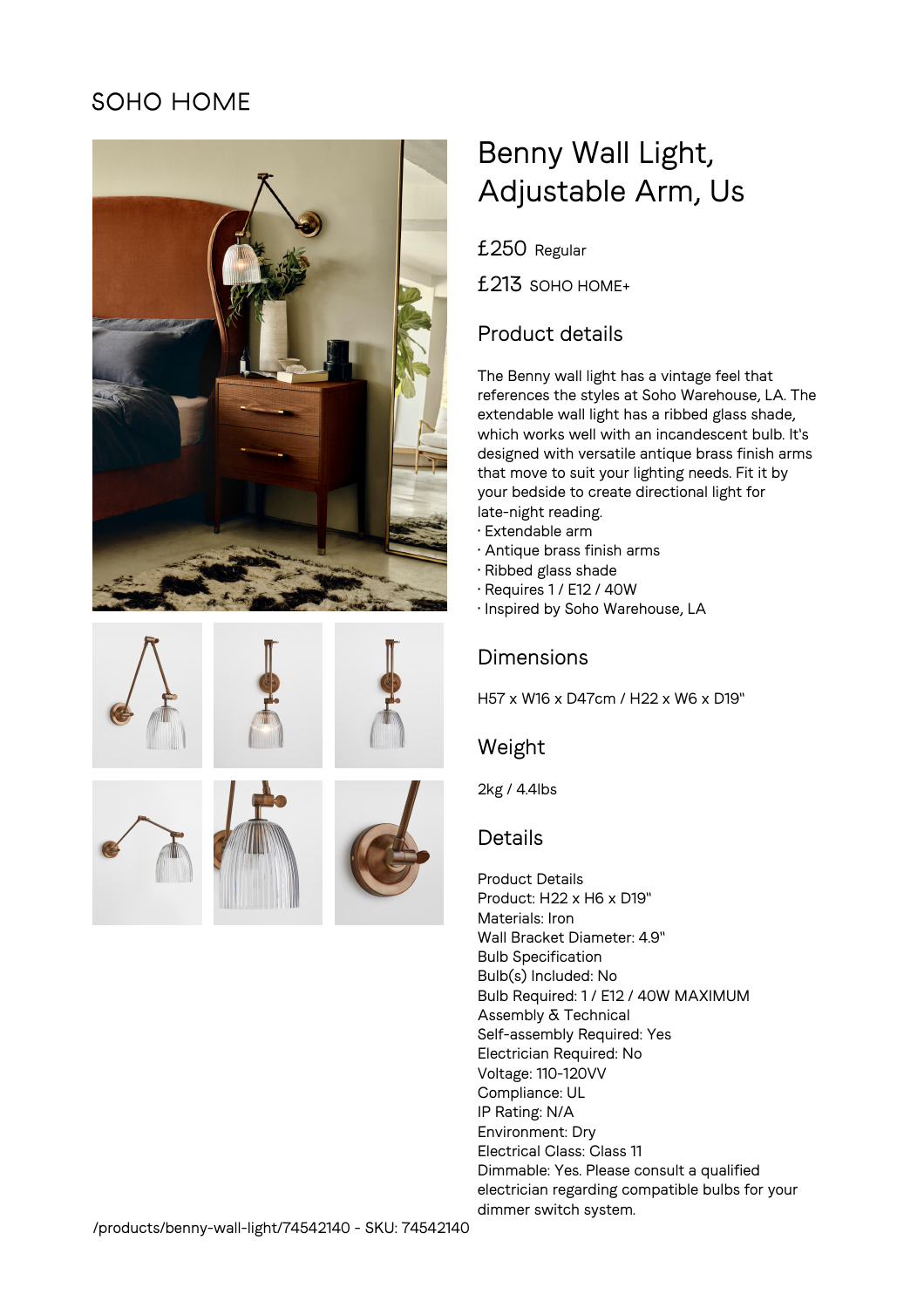SOHO HOME

# Benny Wall Light, Adjustable Arm, Us

£250 Regular

£213 SOHO HOME+

## Product details

The Benny wall light has a vintage feel that references the styles at Soho Warehouse, LA. The extendable wall light has a ribbed glass shade, which works well with an incandescent bulb. It's designed with versatile antique brass finish arms that move to suit your lighting needs. Fit it by your bedside to create directional light for late-night reading.

- Extendable arm
- Antique brass finish arms
- Ribbed glass shade
- Requires 1 / E12 / 40W
- Inspired by Soho Warehouse, LA

## Dimensions

H57 x W16 x D47cm / H22 x W6 x D19"

## Weight

2kg / 4.4lbs

## Details

Product Details
Product: H22 x H6 x D19"
Materials: Iron
Wall Bracket Diameter: 4.9"
Bulb Specification
Bulb(s) Included: No
Bulb Required: 1 / E12 / 40W MAXIMUM
Assembly & Technical
Self-assembly Required: Yes
Electrician Required: No
Voltage: 110-120VV
Compliance: UL
IP Rating: N/A
Environment: Dry
Electrical Class: Class 11
Dimmable: Yes. Please consult a qualified electrician regarding compatible bulbs for your dimmer switch system.

/products/benny-wall-light/74542140 - SKU: 74542140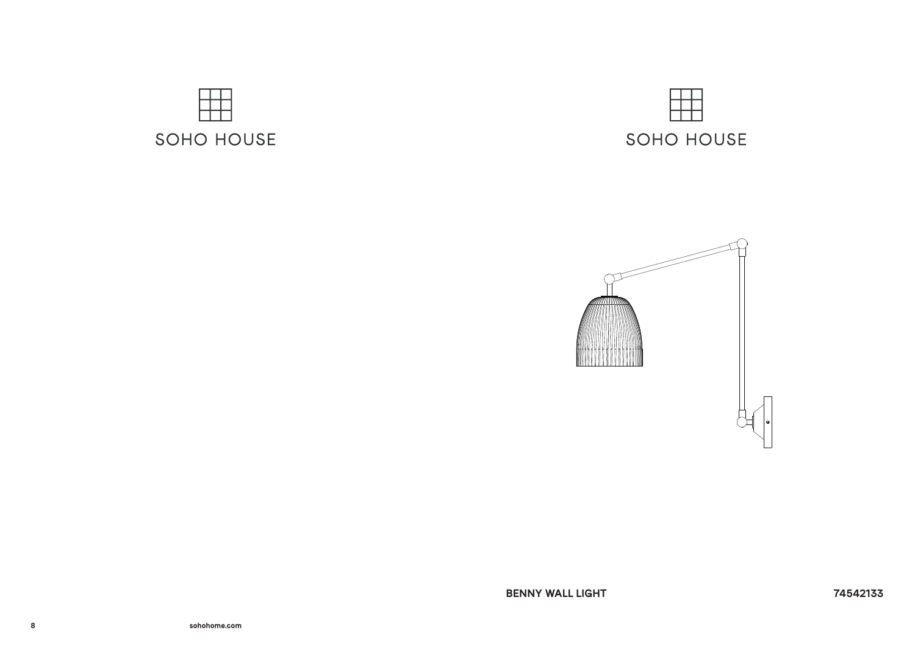SOHO HOUSE

SOHO HOUSE

**BENNY WALL LIGHT** **74542133**

sohohome.com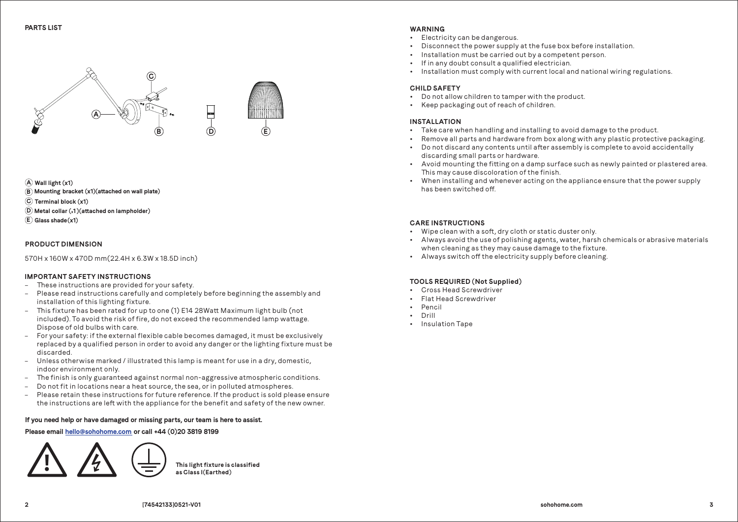## PARTS LIST

A Wall light (x1)
B Mounting bracket (x1)(attached on wall plate)
C Terminal block (x1)
D Metal collar (x1)(attached on lampholder)
E Glass shade(x1)

## PRODUCT DIMENSION

570H x 160W x 470D mm(22.4H x 6.3W x 18.5D inch)

## IMPORTANT SAFETY INSTRUCTIONS

- These instructions are provided for your safety.
- Please read instructions carefully and completely before beginning the assembly and installation of this lighting fixture.
- This fixture has been rated for up to one (1) E14 28Watt Maximum light bulb (not included). To avoid the risk of fire, do not exceed the recommended lamp wattage. Dispose of old bulbs with care.
- For your safety: if the external flexible cable becomes damaged, it must be exclusively replaced by a qualified person in order to avoid any danger or the lighting fixture must be discarded.
- Unless otherwise marked / illustrated this lamp is meant for use in a dry, domestic, indoor environment only.
- The finish is only guaranteed against normal non-aggressive atmospheric conditions.
- Do not fit in locations near a heat source, the sea, or in polluted atmospheres.
- Please retain these instructions for future reference. If the product is sold please ensure the instructions are left with the appliance for the benefit and safety of the new owner.

**If you need help or have damaged or missing parts, our team is here to assist.**

**Please email hello@sohohome.com or call +44 (0)20 3819 8199**

**This light fixture is classified as Class I(Earthed)**

## WARNING

- Electricity can be dangerous.
- Disconnect the power supply at the fuse box before installation.
- Installation must be carried out by a competent person.
- If in any doubt consult a qualified electrician.
- Installation must comply with current local and national wiring regulations.

## CHILD SAFETY

- Do not allow children to tamper with the product.
- Keep packaging out of reach of children.

## INSTALLATION

- Take care when handling and installing to avoid damage to the product.
- Remove all parts and hardware from box along with any plastic protective packaging.
- Do not discard any contents until after assembly is complete to avoid accidentally discarding small parts or hardware.
- Avoid mounting the fitting on a damp surface such as newly painted or plastered area. This may cause discoloration of the finish.
- When installing and whenever acting on the appliance ensure that the power supply has been switched off.

## CARE INSTRUCTIONS

- Wipe clean with a soft, dry cloth or static duster only.
- Always avoid the use of polishing agents, water, harsh chemicals or abrasive materials when cleaning as they may cause damage to the fixture.
- Always switch off the electricity supply before cleaning.

## TOOLS REQUIRED (Not Supplied)

- Cross Head Screwdriver
- Flat Head Screwdriver
- Pencil
- Drill
- Insulation Tape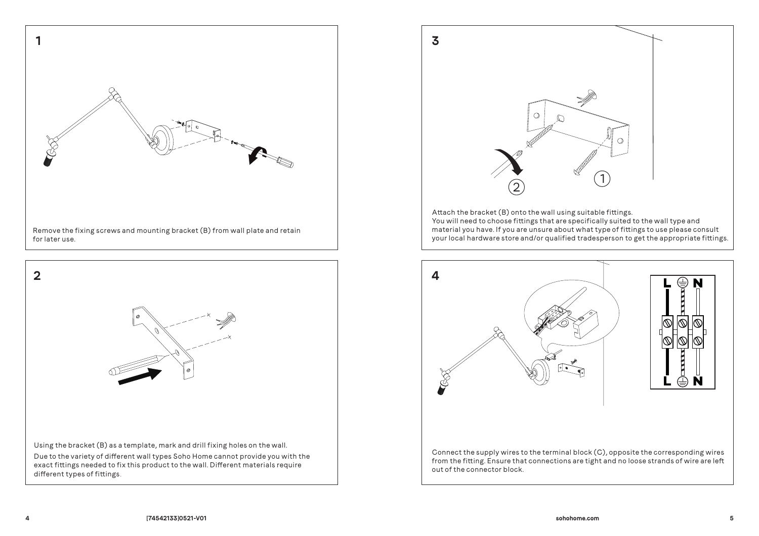## 1

Remove the fixing screws and mounting bracket (B) from wall plate and retain for later use.

## 2

Using the bracket (B) as a template, mark and drill fixing holes on the wall.

Due to the variety of different wall types Soho Home cannot provide you with the exact fittings needed to fix this product to the wall. Different materials require different types of fittings.

## 3

Attach the bracket (B) onto the wall using suitable fittings.
You will need to choose fittings that are specifically suited to the wall type and material you have. If you are unsure about what type of fittings to use please consult your local hardware store and/or qualified tradesperson to get the appropriate fittings.

## 4

Connect the supply wires to the terminal block (C), opposite the corresponding wires from the fitting. Ensure that connections are tight and no loose strands of wire are left out of the connector block.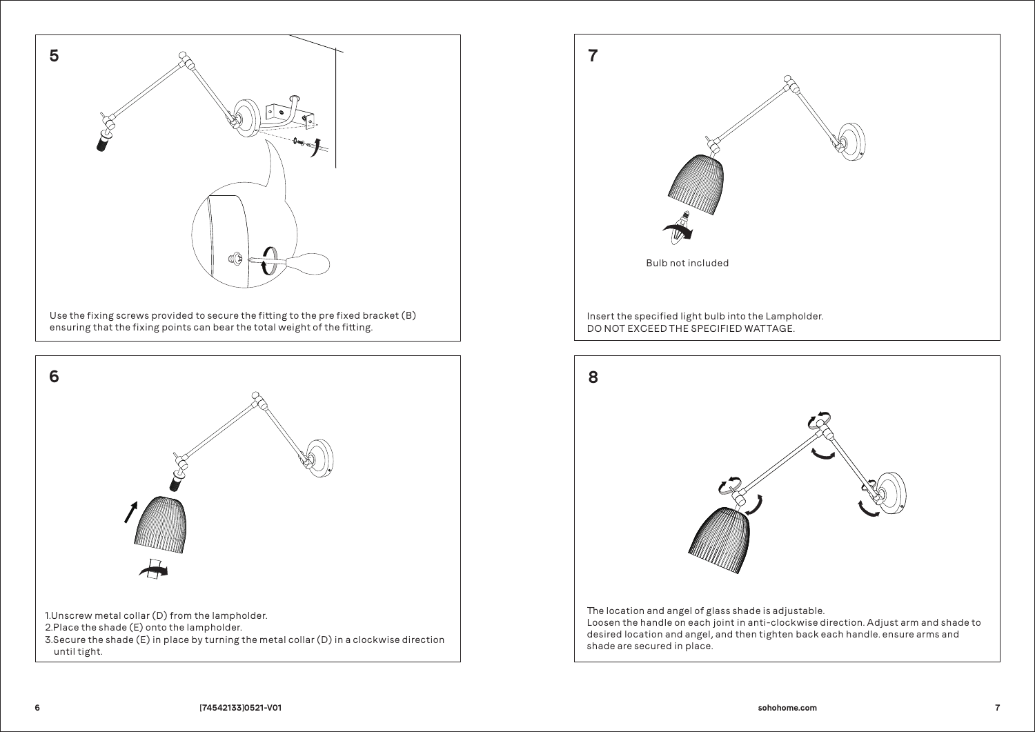## 5

Use the fixing screws provided to secure the fitting to the pre fixed bracket (B) ensuring that the fixing points can bear the total weight of the fitting.

## 6

1.Unscrew metal collar (D) from the lampholder.
2.Place the shade (E) onto the lampholder.
3.Secure the shade (E) in place by turning the metal collar (D) in a clockwise direction until tight.

## 7

Bulb not included

Insert the specified light bulb into the Lampholder.
DO NOT EXCEED THE SPECIFIED WATTAGE.

## 8

The location and angel of glass shade is adjustable.
Loosen the handle on each joint in anti-clockwise direction. Adjust arm and shade to desired location and angel, and then tighten back each handle. ensure arms and shade are secured in place.